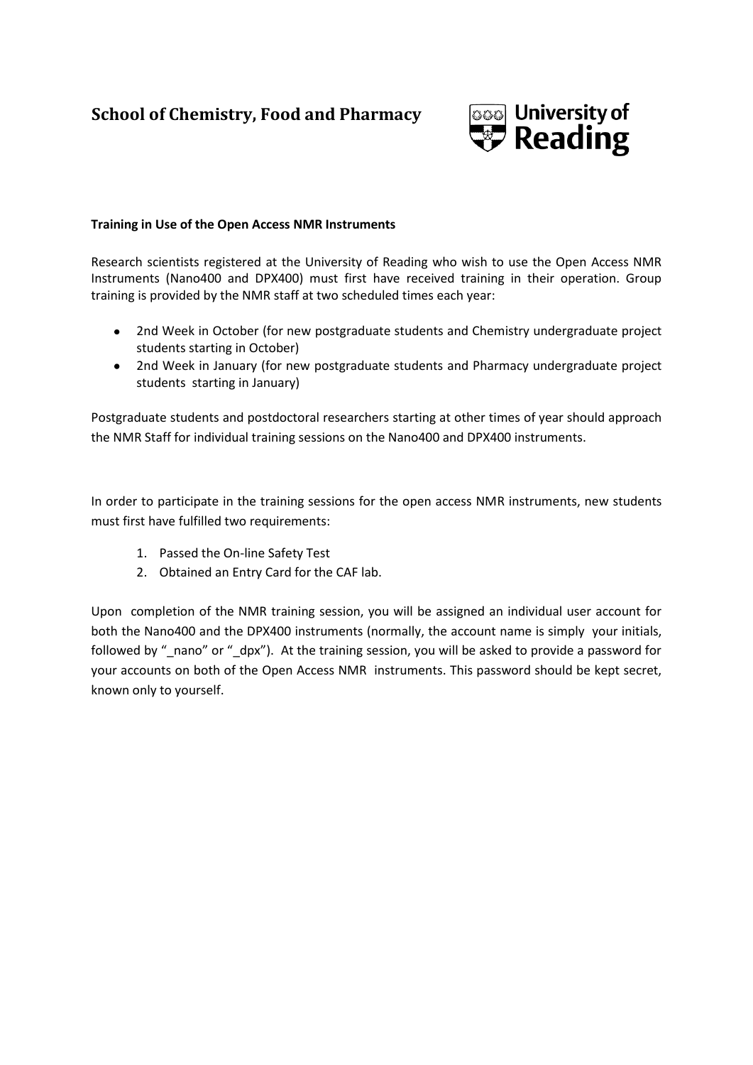# School of Chemistry, Food and Pharmacy

University of Reading

**Training in Use of the Open Access NMR Instruments**

Research scientists registered at the University of Reading who wish to use the Open Access NMR Instruments (Nano400 and DPX400) must first have received training in their operation. Group training is provided by the NMR staff at two scheduled times each year:

- 2nd Week in October (for new postgraduate students and Chemistry undergraduate project students starting in October)
- 2nd Week in January (for new postgraduate students and Pharmacy undergraduate project students starting in January)

Postgraduate students and postdoctoral researchers starting at other times of year should approach the NMR Staff for individual training sessions on the Nano400 and DPX400 instruments.

In order to participate in the training sessions for the open access NMR instruments, new students must first have fulfilled two requirements:

1. Passed the On-line Safety Test
2. Obtained an Entry Card for the CAF lab.

Upon completion of the NMR training session, you will be assigned an individual user account for both the Nano400 and the DPX400 instruments (normally, the account name is simply your initials, followed by "_nano" or "_dpx"). At the training session, you will be asked to provide a password for your accounts on both of the Open Access NMR instruments. This password should be kept secret, known only to yourself.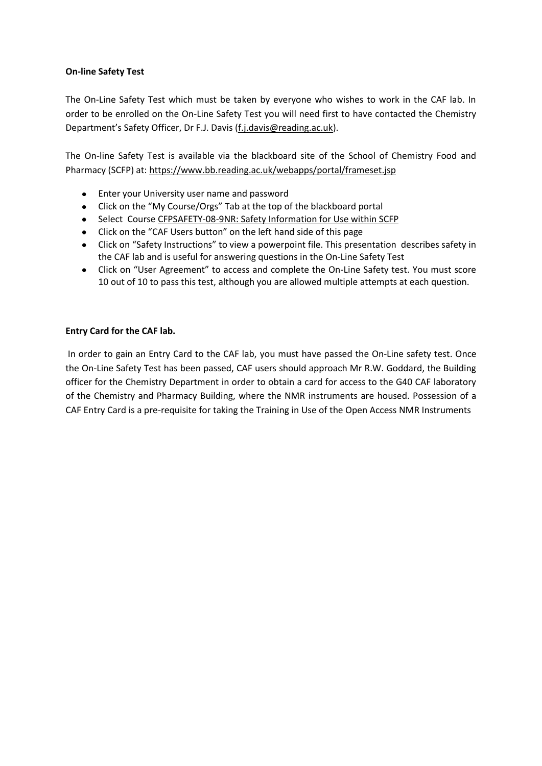**On-line Safety Test**

The On-Line Safety Test which must be taken by everyone who wishes to work in the CAF lab. In order to be enrolled on the On-Line Safety Test you will need first to have contacted the Chemistry Department's Safety Officer, Dr F.J. Davis (f.j.davis@reading.ac.uk).

The On-line Safety Test is available via the blackboard site of the School of Chemistry Food and Pharmacy (SCFP) at: https://www.bb.reading.ac.uk/webapps/portal/frameset.jsp

- Enter your University user name and password
- Click on the "My Course/Orgs" Tab at the top of the blackboard portal
- Select Course CFPSAFETY-08-9NR: Safety Information for Use within SCFP
- Click on the "CAF Users button" on the left hand side of this page
- Click on "Safety Instructions" to view a powerpoint file. This presentation describes safety in the CAF lab and is useful for answering questions in the On-Line Safety Test
- Click on "User Agreement" to access and complete the On-Line Safety test. You must score 10 out of 10 to pass this test, although you are allowed multiple attempts at each question.

**Entry Card for the CAF lab.**

In order to gain an Entry Card to the CAF lab, you must have passed the On-Line safety test. Once the On-Line Safety Test has been passed, CAF users should approach Mr R.W. Goddard, the Building officer for the Chemistry Department in order to obtain a card for access to the G40 CAF laboratory of the Chemistry and Pharmacy Building, where the NMR instruments are housed. Possession of a CAF Entry Card is a pre-requisite for taking the Training in Use of the Open Access NMR Instruments